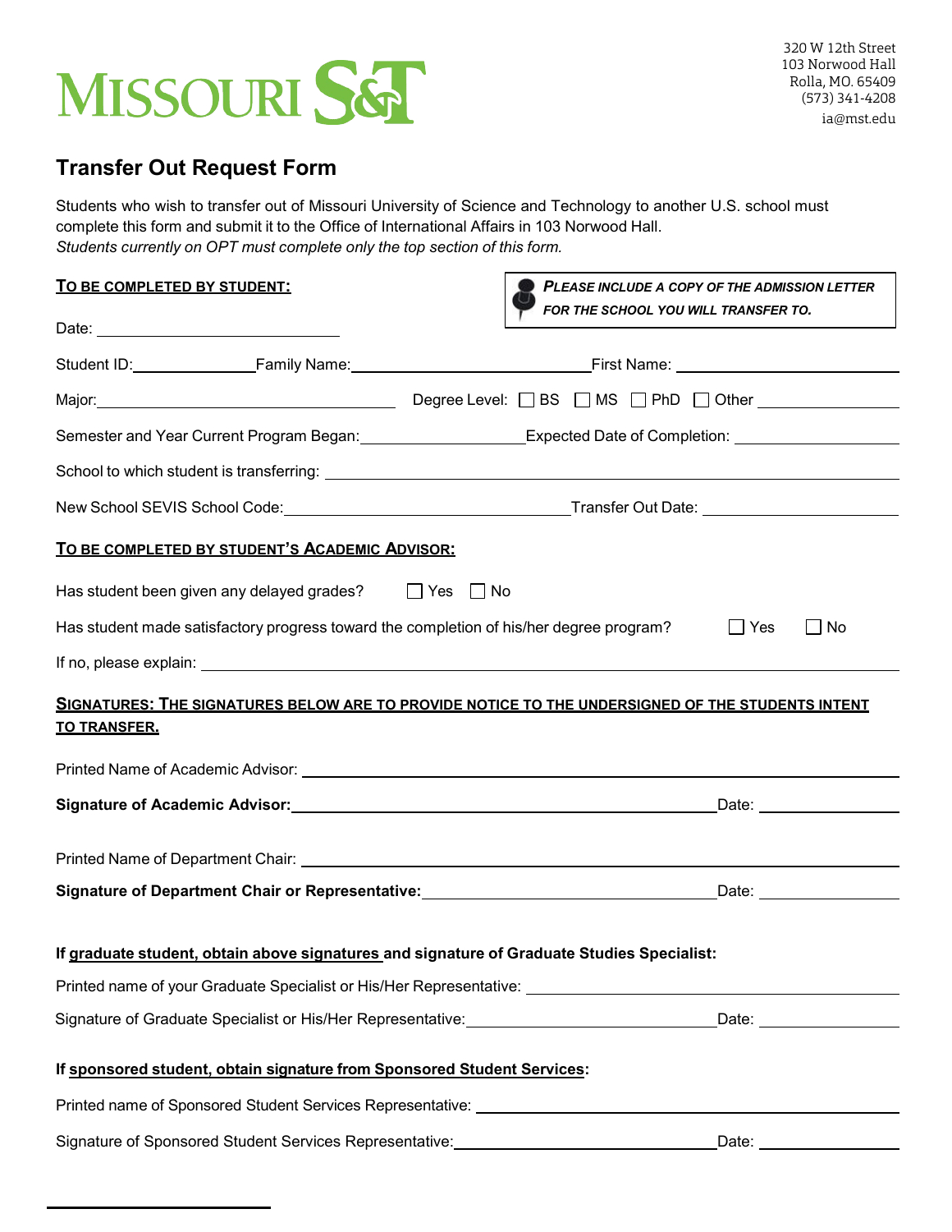# MISSOURI S&T

320 W 12th Street
103 Norwood Hall
Rolla, MO. 65409
(573) 341-4208
ia@mst.edu

## Transfer Out Request Form

Students who wish to transfer out of Missouri University of Science and Technology to another U.S. school must complete this form and submit it to the Office of International Affairs in 103 Norwood Hall.
*Students currently on OPT must complete only the top section of this form.*

**TO BE COMPLETED BY STUDENT:**

***PLEASE INCLUDE A COPY OF THE ADMISSION LETTER FOR THE SCHOOL YOU WILL TRANSFER TO.***

Date: ____________________

Student ID: ____________ Family Name: ______________________ First Name: ____________________

Major: ____________________________ Degree Level: ☐ BS ☐ MS ☐ PhD ☐ Other ______________

Semester and Year Current Program Began: ________________ Expected Date of Completion: ________________

School to which student is transferring: ____________________________________________

New School SEVIS School Code: ____________________________ Transfer Out Date: ____________________

**TO BE COMPLETED BY STUDENT'S ACADEMIC ADVISOR:**

Has student been given any delayed grades? ☐ Yes ☐ No

Has student made satisfactory progress toward the completion of his/her degree program? ☐ Yes ☐ No

If no, please explain: ____________________________________________

**SIGNATURES: THE SIGNATURES BELOW ARE TO PROVIDE NOTICE TO THE UNDERSIGNED OF THE STUDENTS INTENT TO TRANSFER.**

Printed Name of Academic Advisor: ____________________________________________

**Signature of Academic Advisor:** ____________________________________________ Date: ______________

Printed Name of Department Chair: ____________________________________________

**Signature of Department Chair or Representative:** ______________________________ Date: ______________

**If graduate student, obtain above signatures and signature of Graduate Studies Specialist:**

Printed name of your Graduate Specialist or His/Her Representative: ______________________________

Signature of Graduate Specialist or His/Her Representative: ______________________________ Date: ______________

**If sponsored student, obtain signature from Sponsored Student Services:**

Printed name of Sponsored Student Services Representative: ______________________________

Signature of Sponsored Student Services Representative: ______________________________ Date: ______________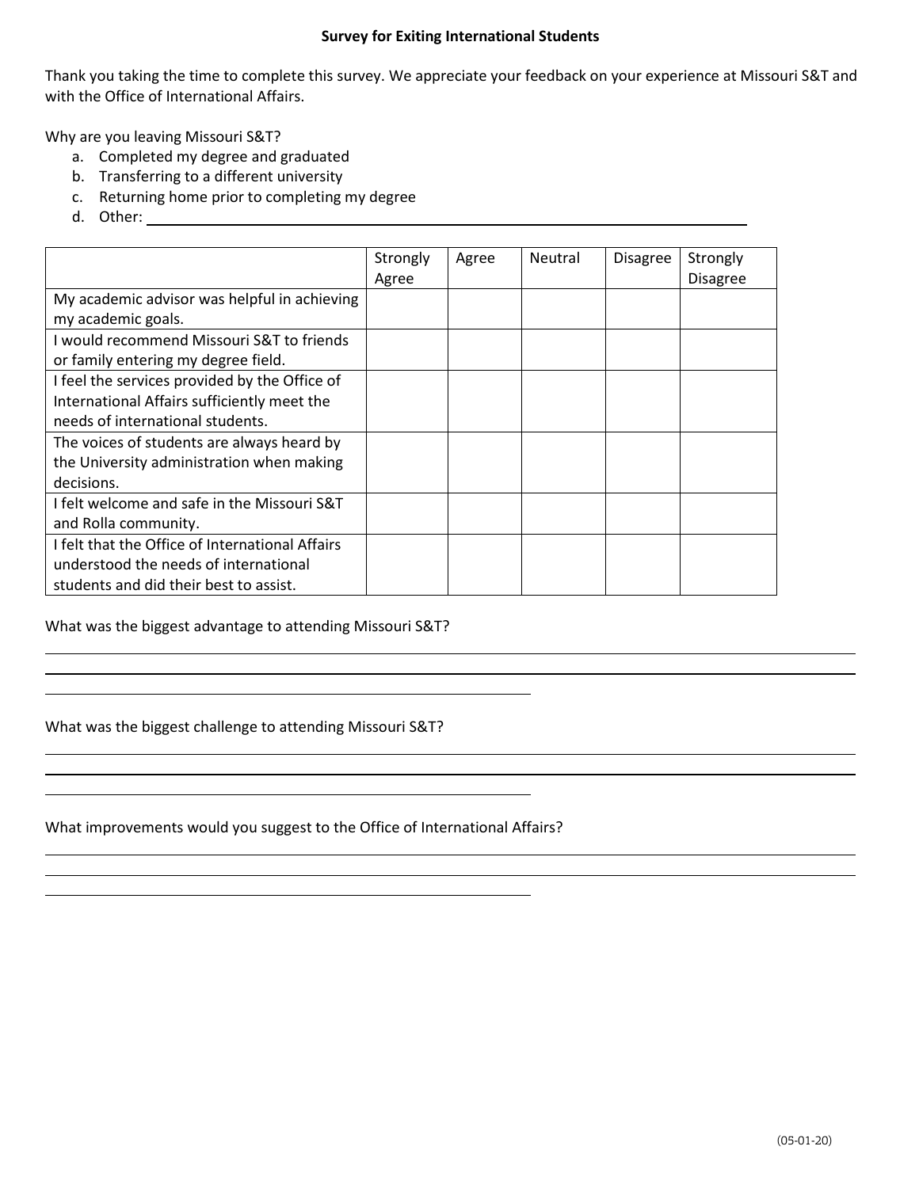# Survey for Exiting International Students

Thank you taking the time to complete this survey. We appreciate your feedback on your experience at Missouri S&T and with the Office of International Affairs.

Why are you leaving Missouri S&T?

a. Completed my degree and graduated
b. Transferring to a different university
c. Returning home prior to completing my degree
d. Other: ____________________________________________

| | Strongly Agree | Agree | Neutral | Disagree | Strongly Disagree |
|---|---|---|---|---|---|
| My academic advisor was helpful in achieving my academic goals. | | | | | |
| I would recommend Missouri S&T to friends or family entering my degree field. | | | | | |
| I feel the services provided by the Office of International Affairs sufficiently meet the needs of international students. | | | | | |
| The voices of students are always heard by the University administration when making decisions. | | | | | |
| I felt welcome and safe in the Missouri S&T and Rolla community. | | | | | |
| I felt that the Office of International Affairs understood the needs of international students and did their best to assist. | | | | | |

What was the biggest advantage to attending Missouri S&T?

____________________________________________

____________________________________________

____________________________________________

What was the biggest challenge to attending Missouri S&T?

____________________________________________

____________________________________________

____________________________________________

What improvements would you suggest to the Office of International Affairs?

____________________________________________

____________________________________________

____________________________________________

(05-01-20)